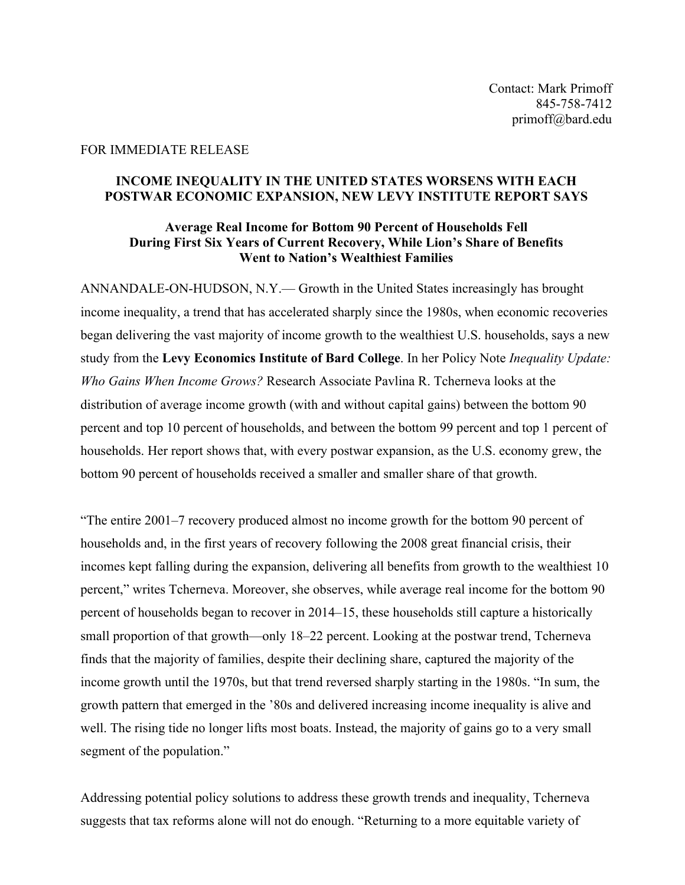Contact: Mark Primoff
845-758-7412
primoff@bard.edu

FOR IMMEDIATE RELEASE

## INCOME INEQUALITY IN THE UNITED STATES WORSENS WITH EACH POSTWAR ECONOMIC EXPANSION, NEW LEVY INSTITUTE REPORT SAYS

### Average Real Income for Bottom 90 Percent of Households Fell During First Six Years of Current Recovery, While Lion's Share of Benefits Went to Nation's Wealthiest Families

ANNANDALE-ON-HUDSON, N.Y.— Growth in the United States increasingly has brought income inequality, a trend that has accelerated sharply since the 1980s, when economic recoveries began delivering the vast majority of income growth to the wealthiest U.S. households, says a new study from the **Levy Economics Institute of Bard College**. In her Policy Note *Inequality Update: Who Gains When Income Grows?* Research Associate Pavlina R. Tcherneva looks at the distribution of average income growth (with and without capital gains) between the bottom 90 percent and top 10 percent of households, and between the bottom 99 percent and top 1 percent of households. Her report shows that, with every postwar expansion, as the U.S. economy grew, the bottom 90 percent of households received a smaller and smaller share of that growth.

"The entire 2001–7 recovery produced almost no income growth for the bottom 90 percent of households and, in the first years of recovery following the 2008 great financial crisis, their incomes kept falling during the expansion, delivering all benefits from growth to the wealthiest 10 percent," writes Tcherneva. Moreover, she observes, while average real income for the bottom 90 percent of households began to recover in 2014–15, these households still capture a historically small proportion of that growth—only 18–22 percent. Looking at the postwar trend, Tcherneva finds that the majority of families, despite their declining share, captured the majority of the income growth until the 1970s, but that trend reversed sharply starting in the 1980s. "In sum, the growth pattern that emerged in the '80s and delivered increasing income inequality is alive and well. The rising tide no longer lifts most boats. Instead, the majority of gains go to a very small segment of the population."

Addressing potential policy solutions to address these growth trends and inequality, Tcherneva suggests that tax reforms alone will not do enough. "Returning to a more equitable variety of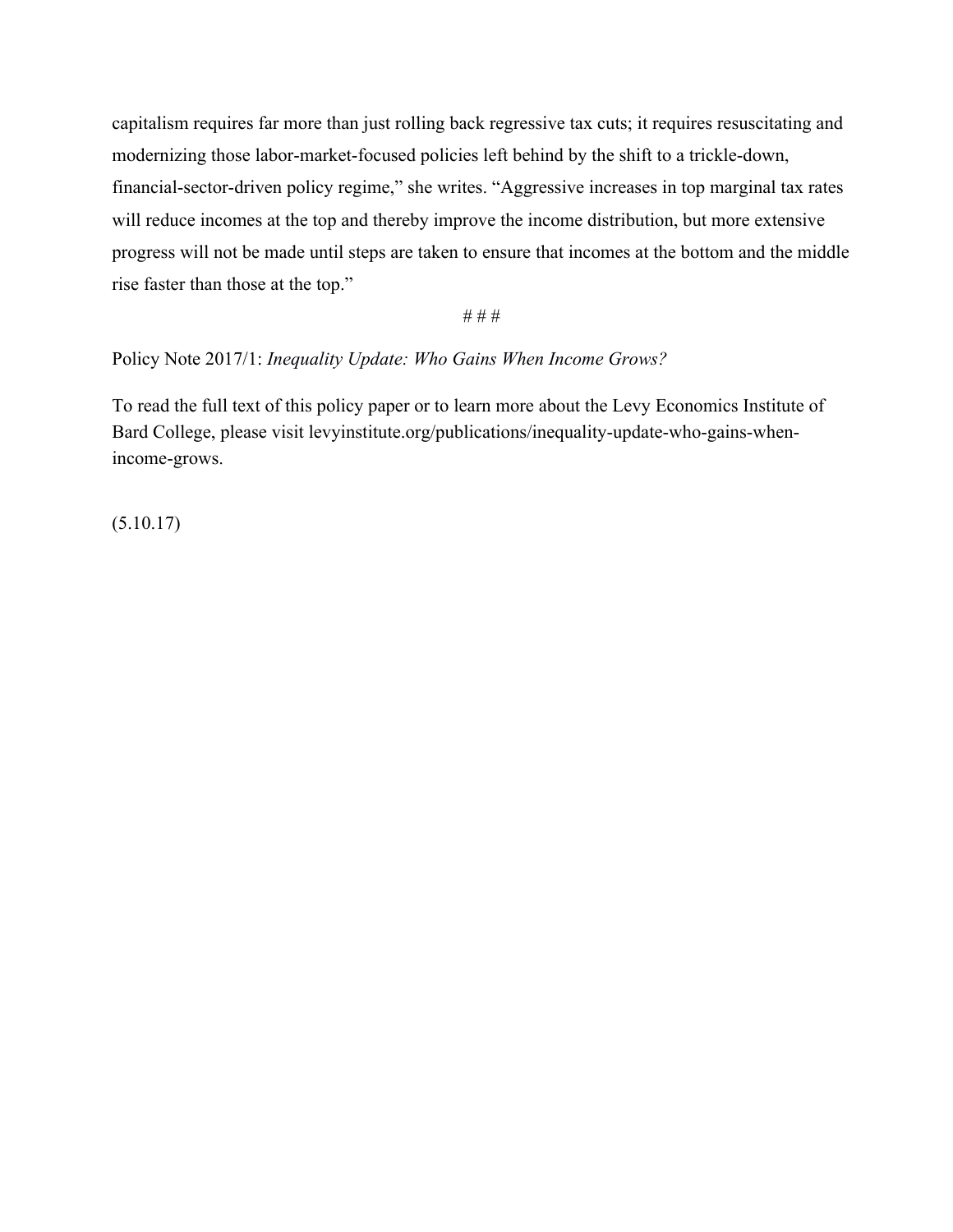capitalism requires far more than just rolling back regressive tax cuts; it requires resuscitating and modernizing those labor-market-focused policies left behind by the shift to a trickle-down, financial-sector-driven policy regime," she writes. "Aggressive increases in top marginal tax rates will reduce incomes at the top and thereby improve the income distribution, but more extensive progress will not be made until steps are taken to ensure that incomes at the bottom and the middle rise faster than those at the top."

# # #

Policy Note 2017/1: *Inequality Update: Who Gains When Income Grows?*

To read the full text of this policy paper or to learn more about the Levy Economics Institute of Bard College, please visit levyinstitute.org/publications/inequality-update-who-gains-when-income-grows.

(5.10.17)